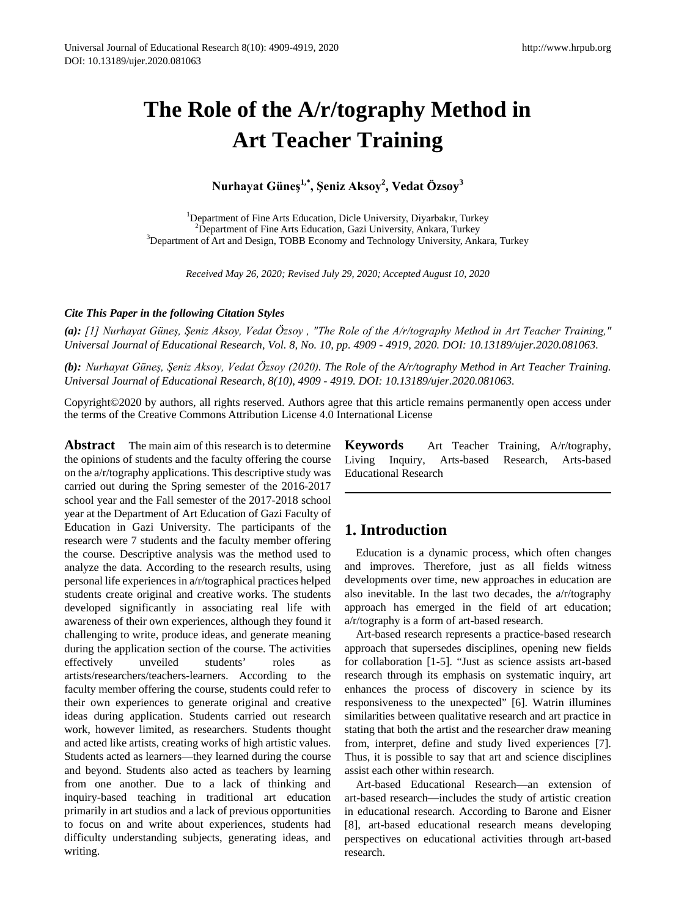# The Role of the A/r/tography Method in Art Teacher Training

**Nurhayat Güneş[1,*], Şeniz Aksoy[2], Vedat Özsoy[3]**

[1]Department of Fine Arts Education, Dicle University, Diyarbakır, Turkey
[2]Department of Fine Arts Education, Gazi University, Ankara, Turkey
[3]Department of Art and Design, TOBB Economy and Technology University, Ankara, Turkey

*Received May 26, 2020; Revised July 29, 2020; Accepted August 10, 2020*

***Cite This Paper in the following Citation Styles***

***(a):*** *[1] Nurhayat Güneş, Şeniz Aksoy, Vedat Özsoy , "The Role of the A/r/tography Method in Art Teacher Training," Universal Journal of Educational Research, Vol. 8, No. 10, pp. 4909 - 4919, 2020. DOI: 10.13189/ujer.2020.081063.*

***(b):*** *Nurhayat Güneş, Şeniz Aksoy, Vedat Özsoy (2020). The Role of the A/r/tography Method in Art Teacher Training. Universal Journal of Educational Research, 8(10), 4909 - 4919. DOI: 10.13189/ujer.2020.081063.*

Copyright©2020 by authors, all rights reserved. Authors agree that this article remains permanently open access under the terms of the Creative Commons Attribution License 4.0 International License

**Abstract** The main aim of this research is to determine the opinions of students and the faculty offering the course on the a/r/tography applications. This descriptive study was carried out during the Spring semester of the 2016-2017 school year and the Fall semester of the 2017-2018 school year at the Department of Art Education of Gazi Faculty of Education in Gazi University. The participants of the research were 7 students and the faculty member offering the course. Descriptive analysis was the method used to analyze the data. According to the research results, using personal life experiences in a/r/tographical practices helped students create original and creative works. The students developed significantly in associating real life with awareness of their own experiences, although they found it challenging to write, produce ideas, and generate meaning during the application section of the course. The activities effectively unveiled students' roles as artists/researchers/teachers-learners. According to the faculty member offering the course, students could refer to their own experiences to generate original and creative ideas during application. Students carried out research work, however limited, as researchers. Students thought and acted like artists, creating works of high artistic values. Students acted as learners—they learned during the course and beyond. Students also acted as teachers by learning from one another. Due to a lack of thinking and inquiry-based teaching in traditional art education primarily in art studios and a lack of previous opportunities to focus on and write about experiences, students had difficulty understanding subjects, generating ideas, and writing.

**Keywords** Art Teacher Training, A/r/tography, Living Inquiry, Arts-based Research, Arts-based Educational Research

## 1. Introduction

Education is a dynamic process, which often changes and improves. Therefore, just as all fields witness developments over time, new approaches in education are also inevitable. In the last two decades, the a/r/tography approach has emerged in the field of art education; a/r/tography is a form of art-based research.

Art-based research represents a practice-based research approach that supersedes disciplines, opening new fields for collaboration [1-5]. "Just as science assists art-based research through its emphasis on systematic inquiry, art enhances the process of discovery in science by its responsiveness to the unexpected" [6]. Watrin illumines similarities between qualitative research and art practice in stating that both the artist and the researcher draw meaning from, interpret, define and study lived experiences [7]. Thus, it is possible to say that art and science disciplines assist each other within research.

Art-based Educational Research—an extension of art-based research—includes the study of artistic creation in educational research. According to Barone and Eisner [8], art-based educational research means developing perspectives on educational activities through art-based research.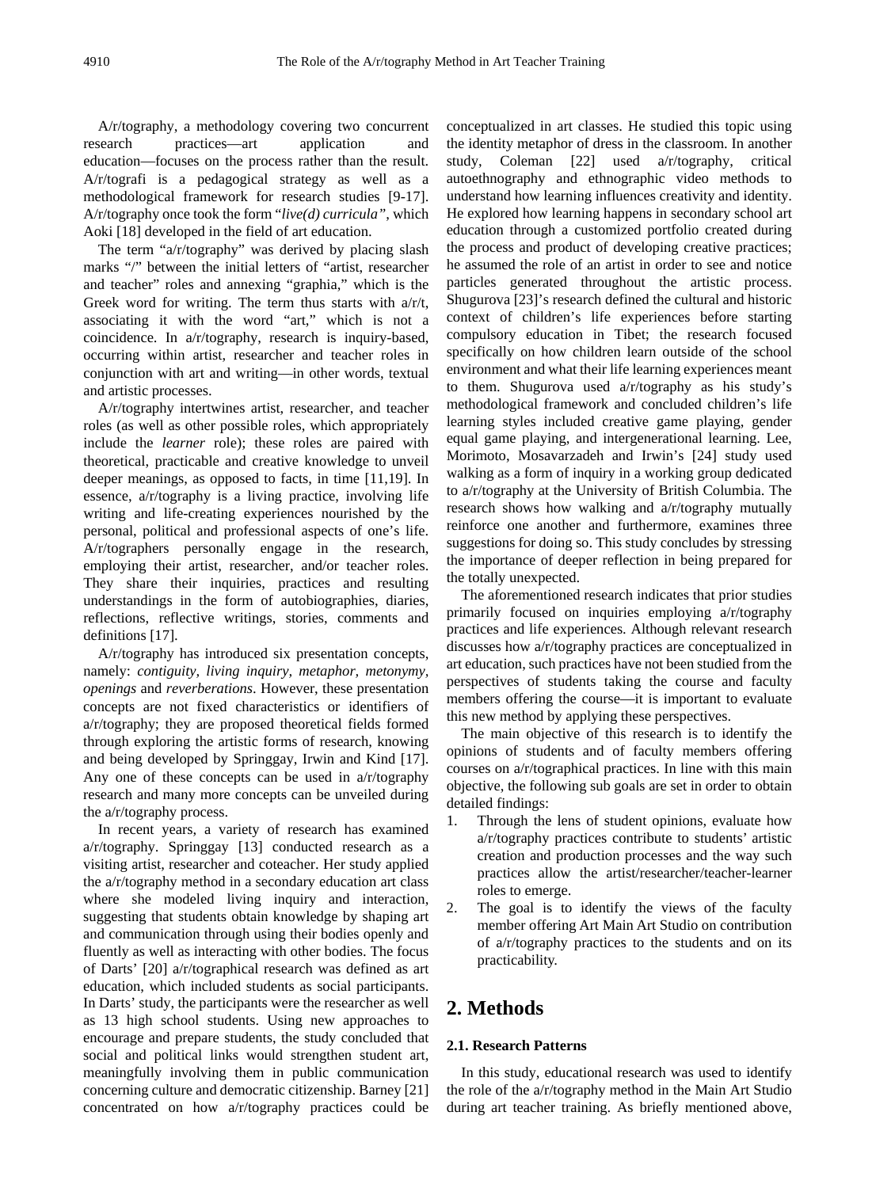A/r/tography, a methodology covering two concurrent research practices—art application and education—focuses on the process rather than the result. A/r/tografi is a pedagogical strategy as well as a methodological framework for research studies [9-17]. A/r/tography once took the form "*live(d) curricula"*, which Aoki [18] developed in the field of art education.

The term "a/r/tography" was derived by placing slash marks "/" between the initial letters of "artist, researcher and teacher" roles and annexing "graphia," which is the Greek word for writing. The term thus starts with a/r/t, associating it with the word "art," which is not a coincidence. In a/r/tography, research is inquiry-based, occurring within artist, researcher and teacher roles in conjunction with art and writing—in other words, textual and artistic processes.

A/r/tography intertwines artist, researcher, and teacher roles (as well as other possible roles, which appropriately include the *learner* role); these roles are paired with theoretical, practicable and creative knowledge to unveil deeper meanings, as opposed to facts, in time [11,19]. In essence, a/r/tography is a living practice, involving life writing and life-creating experiences nourished by the personal, political and professional aspects of one's life. A/r/tographers personally engage in the research, employing their artist, researcher, and/or teacher roles. They share their inquiries, practices and resulting understandings in the form of autobiographies, diaries, reflections, reflective writings, stories, comments and definitions [17].

A/r/tography has introduced six presentation concepts, namely: *contiguity, living inquiry, metaphor, metonymy, openings* and *reverberations*. However, these presentation concepts are not fixed characteristics or identifiers of a/r/tography; they are proposed theoretical fields formed through exploring the artistic forms of research, knowing and being developed by Springgay, Irwin and Kind [17]. Any one of these concepts can be used in a/r/tography research and many more concepts can be unveiled during the a/r/tography process.

In recent years, a variety of research has examined a/r/tography. Springgay [13] conducted research as a visiting artist, researcher and coteacher. Her study applied the a/r/tography method in a secondary education art class where she modeled living inquiry and interaction, suggesting that students obtain knowledge by shaping art and communication through using their bodies openly and fluently as well as interacting with other bodies. The focus of Darts' [20] a/r/tographical research was defined as art education, which included students as social participants. In Darts' study, the participants were the researcher as well as 13 high school students. Using new approaches to encourage and prepare students, the study concluded that social and political links would strengthen student art, meaningfully involving them in public communication concerning culture and democratic citizenship. Barney [21] concentrated on how a/r/tography practices could be conceptualized in art classes. He studied this topic using the identity metaphor of dress in the classroom. In another study, Coleman [22] used a/r/tography, critical autoethnography and ethnographic video methods to understand how learning influences creativity and identity. He explored how learning happens in secondary school art education through a customized portfolio created during the process and product of developing creative practices; he assumed the role of an artist in order to see and notice particles generated throughout the artistic process. Shugurova [23]'s research defined the cultural and historic context of children's life experiences before starting compulsory education in Tibet; the research focused specifically on how children learn outside of the school environment and what their life learning experiences meant to them. Shugurova used a/r/tography as his study's methodological framework and concluded children's life learning styles included creative game playing, gender equal game playing, and intergenerational learning. Lee, Morimoto, Mosavarzadeh and Irwin's [24] study used walking as a form of inquiry in a working group dedicated to a/r/tography at the University of British Columbia. The research shows how walking and a/r/tography mutually reinforce one another and furthermore, examines three suggestions for doing so. This study concludes by stressing the importance of deeper reflection in being prepared for the totally unexpected.

The aforementioned research indicates that prior studies primarily focused on inquiries employing a/r/tography practices and life experiences. Although relevant research discusses how a/r/tography practices are conceptualized in art education, such practices have not been studied from the perspectives of students taking the course and faculty members offering the course—it is important to evaluate this new method by applying these perspectives.

The main objective of this research is to identify the opinions of students and of faculty members offering courses on a/r/tographical practices. In line with this main objective, the following sub goals are set in order to obtain detailed findings:

1. Through the lens of student opinions, evaluate how a/r/tography practices contribute to students' artistic creation and production processes and the way such practices allow the artist/researcher/teacher-learner roles to emerge.
2. The goal is to identify the views of the faculty member offering Art Main Art Studio on contribution of a/r/tography practices to the students and on its practicability.

## 2. Methods

### 2.1. Research Patterns

In this study, educational research was used to identify the role of the a/r/tography method in the Main Art Studio during art teacher training. As briefly mentioned above,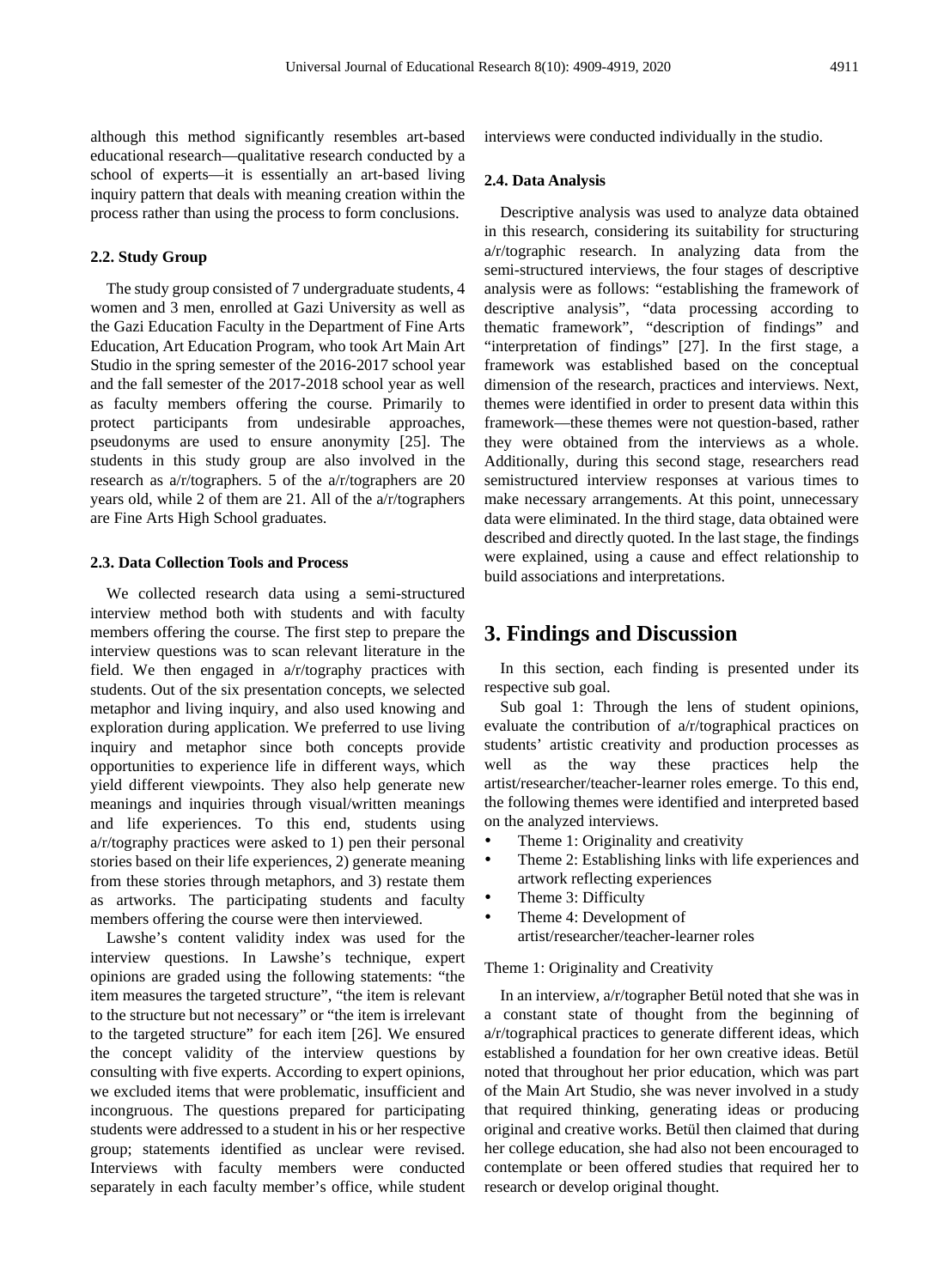although this method significantly resembles art-based educational research—qualitative research conducted by a school of experts—it is essentially an art-based living inquiry pattern that deals with meaning creation within the process rather than using the process to form conclusions.

### 2.2. Study Group

The study group consisted of 7 undergraduate students, 4 women and 3 men, enrolled at Gazi University as well as the Gazi Education Faculty in the Department of Fine Arts Education, Art Education Program, who took Art Main Art Studio in the spring semester of the 2016-2017 school year and the fall semester of the 2017-2018 school year as well as faculty members offering the course. Primarily to protect participants from undesirable approaches, pseudonyms are used to ensure anonymity [25]. The students in this study group are also involved in the research as a/r/tographers. 5 of the a/r/tographers are 20 years old, while 2 of them are 21. All of the a/r/tographers are Fine Arts High School graduates.

### 2.3. Data Collection Tools and Process

We collected research data using a semi-structured interview method both with students and with faculty members offering the course. The first step to prepare the interview questions was to scan relevant literature in the field. We then engaged in a/r/tography practices with students. Out of the six presentation concepts, we selected metaphor and living inquiry, and also used knowing and exploration during application. We preferred to use living inquiry and metaphor since both concepts provide opportunities to experience life in different ways, which yield different viewpoints. They also help generate new meanings and inquiries through visual/written meanings and life experiences. To this end, students using a/r/tography practices were asked to 1) pen their personal stories based on their life experiences, 2) generate meaning from these stories through metaphors, and 3) restate them as artworks. The participating students and faculty members offering the course were then interviewed.

Lawshe's content validity index was used for the interview questions. In Lawshe's technique, expert opinions are graded using the following statements: "the item measures the targeted structure", "the item is relevant to the structure but not necessary" or "the item is irrelevant to the targeted structure" for each item [26]. We ensured the concept validity of the interview questions by consulting with five experts. According to expert opinions, we excluded items that were problematic, insufficient and incongruous. The questions prepared for participating students were addressed to a student in his or her respective group; statements identified as unclear were revised. Interviews with faculty members were conducted separately in each faculty member's office, while student interviews were conducted individually in the studio.

### 2.4. Data Analysis

Descriptive analysis was used to analyze data obtained in this research, considering its suitability for structuring a/r/tographic research. In analyzing data from the semi-structured interviews, the four stages of descriptive analysis were as follows: "establishing the framework of descriptive analysis", "data processing according to thematic framework", "description of findings" and "interpretation of findings" [27]. In the first stage, a framework was established based on the conceptual dimension of the research, practices and interviews. Next, themes were identified in order to present data within this framework—these themes were not question-based, rather they were obtained from the interviews as a whole. Additionally, during this second stage, researchers read semistructured interview responses at various times to make necessary arrangements. At this point, unnecessary data were eliminated. In the third stage, data obtained were described and directly quoted. In the last stage, the findings were explained, using a cause and effect relationship to build associations and interpretations.

## 3. Findings and Discussion

In this section, each finding is presented under its respective sub goal.

Sub goal 1: Through the lens of student opinions, evaluate the contribution of a/r/tographical practices on students' artistic creativity and production processes as well as the way these practices help the artist/researcher/teacher-learner roles emerge. To this end, the following themes were identified and interpreted based on the analyzed interviews.

- Theme 1: Originality and creativity
- Theme 2: Establishing links with life experiences and artwork reflecting experiences
- Theme 3: Difficulty
- Theme 4: Development of artist/researcher/teacher-learner roles

Theme 1: Originality and Creativity

In an interview, a/r/tographer Betül noted that she was in a constant state of thought from the beginning of a/r/tographical practices to generate different ideas, which established a foundation for her own creative ideas. Betül noted that throughout her prior education, which was part of the Main Art Studio, she was never involved in a study that required thinking, generating ideas or producing original and creative works. Betül then claimed that during her college education, she had also not been encouraged to contemplate or been offered studies that required her to research or develop original thought.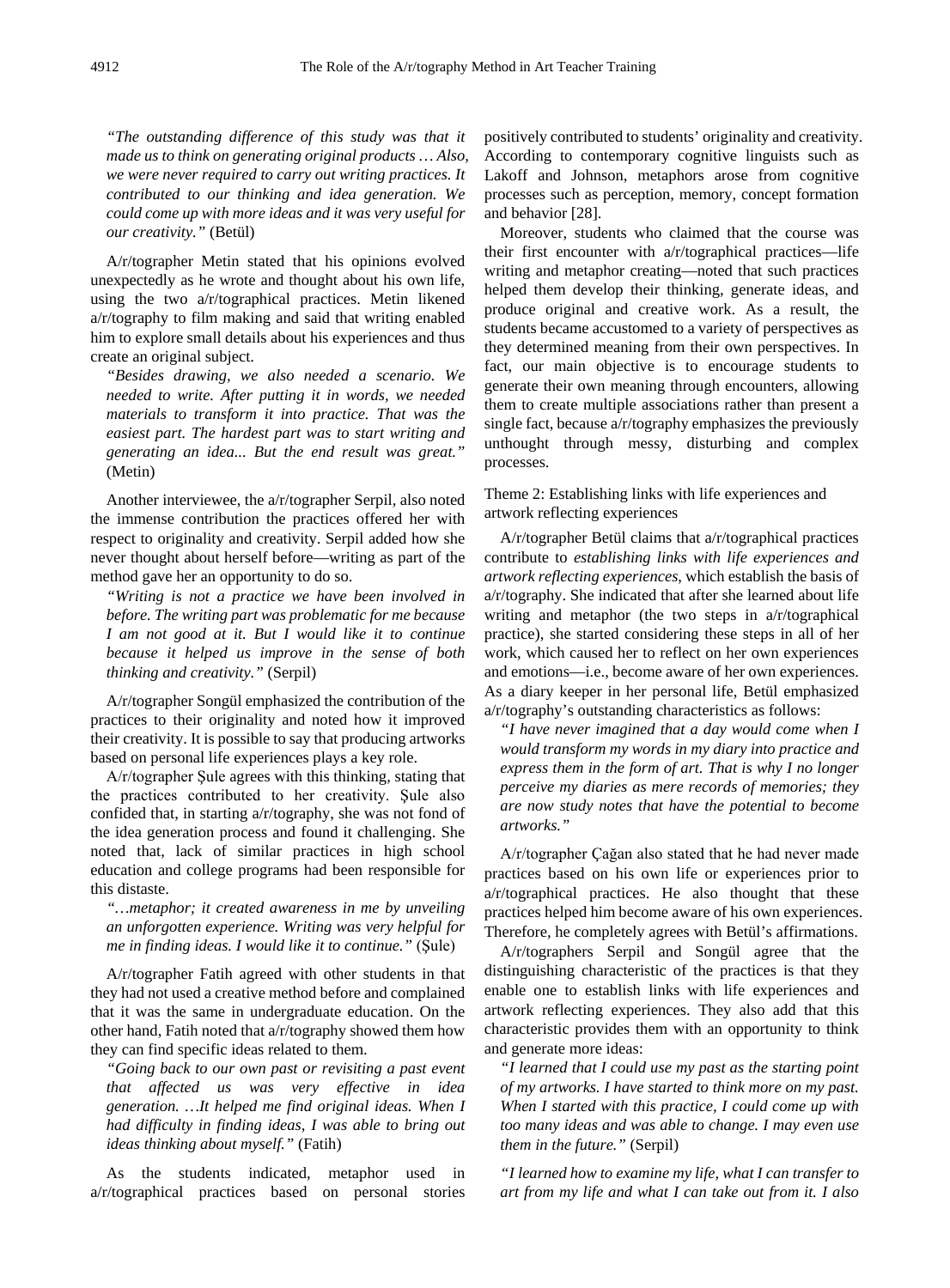*"The outstanding difference of this study was that it made us to think on generating original products … Also, we were never required to carry out writing practices. It contributed to our thinking and idea generation. We could come up with more ideas and it was very useful for our creativity."* (Betül)

A/r/tographer Metin stated that his opinions evolved unexpectedly as he wrote and thought about his own life, using the two a/r/tographical practices. Metin likened a/r/tography to film making and said that writing enabled him to explore small details about his experiences and thus create an original subject.

*"Besides drawing, we also needed a scenario. We needed to write. After putting it in words, we needed materials to transform it into practice. That was the easiest part. The hardest part was to start writing and generating an idea... But the end result was great."* (Metin)

Another interviewee, the a/r/tographer Serpil, also noted the immense contribution the practices offered her with respect to originality and creativity. Serpil added how she never thought about herself before—writing as part of the method gave her an opportunity to do so.

*"Writing is not a practice we have been involved in before. The writing part was problematic for me because I am not good at it. But I would like it to continue because it helped us improve in the sense of both thinking and creativity."* (Serpil)

A/r/tographer Songül emphasized the contribution of the practices to their originality and noted how it improved their creativity. It is possible to say that producing artworks based on personal life experiences plays a key role.

A/r/tographer Şule agrees with this thinking, stating that the practices contributed to her creativity. Şule also confided that, in starting a/r/tography, she was not fond of the idea generation process and found it challenging. She noted that, lack of similar practices in high school education and college programs had been responsible for this distaste.

*"…metaphor; it created awareness in me by unveiling an unforgotten experience. Writing was very helpful for me in finding ideas. I would like it to continue."* (Şule)

A/r/tographer Fatih agreed with other students in that they had not used a creative method before and complained that it was the same in undergraduate education. On the other hand, Fatih noted that a/r/tography showed them how they can find specific ideas related to them.

*"Going back to our own past or revisiting a past event that affected us was very effective in idea generation. …It helped me find original ideas. When I had difficulty in finding ideas, I was able to bring out ideas thinking about myself."* (Fatih)

As the students indicated, metaphor used in a/r/tographical practices based on personal stories positively contributed to students' originality and creativity. According to contemporary cognitive linguists such as Lakoff and Johnson, metaphors arose from cognitive processes such as perception, memory, concept formation and behavior [28].

Moreover, students who claimed that the course was their first encounter with a/r/tographical practices—life writing and metaphor creating—noted that such practices helped them develop their thinking, generate ideas, and produce original and creative work. As a result, the students became accustomed to a variety of perspectives as they determined meaning from their own perspectives. In fact, our main objective is to encourage students to generate their own meaning through encounters, allowing them to create multiple associations rather than present a single fact, because a/r/tography emphasizes the previously unthought through messy, disturbing and complex processes.

Theme 2: Establishing links with life experiences and artwork reflecting experiences

A/r/tographer Betül claims that a/r/tographical practices contribute to *establishing links with life experiences and artwork reflecting experiences*, which establish the basis of a/r/tography. She indicated that after she learned about life writing and metaphor (the two steps in a/r/tographical practice), she started considering these steps in all of her work, which caused her to reflect on her own experiences and emotions—i.e., become aware of her own experiences. As a diary keeper in her personal life, Betül emphasized a/r/tography's outstanding characteristics as follows:

*"I have never imagined that a day would come when I would transform my words in my diary into practice and express them in the form of art. That is why I no longer perceive my diaries as mere records of memories; they are now study notes that have the potential to become artworks."*

A/r/tographer Çağan also stated that he had never made practices based on his own life or experiences prior to a/r/tographical practices. He also thought that these practices helped him become aware of his own experiences. Therefore, he completely agrees with Betül's affirmations.

A/r/tographers Serpil and Songül agree that the distinguishing characteristic of the practices is that they enable one to establish links with life experiences and artwork reflecting experiences. They also add that this characteristic provides them with an opportunity to think and generate more ideas:

*"I learned that I could use my past as the starting point of my artworks. I have started to think more on my past. When I started with this practice, I could come up with too many ideas and was able to change. I may even use them in the future."* (Serpil)

*"I learned how to examine my life, what I can transfer to art from my life and what I can take out from it. I also*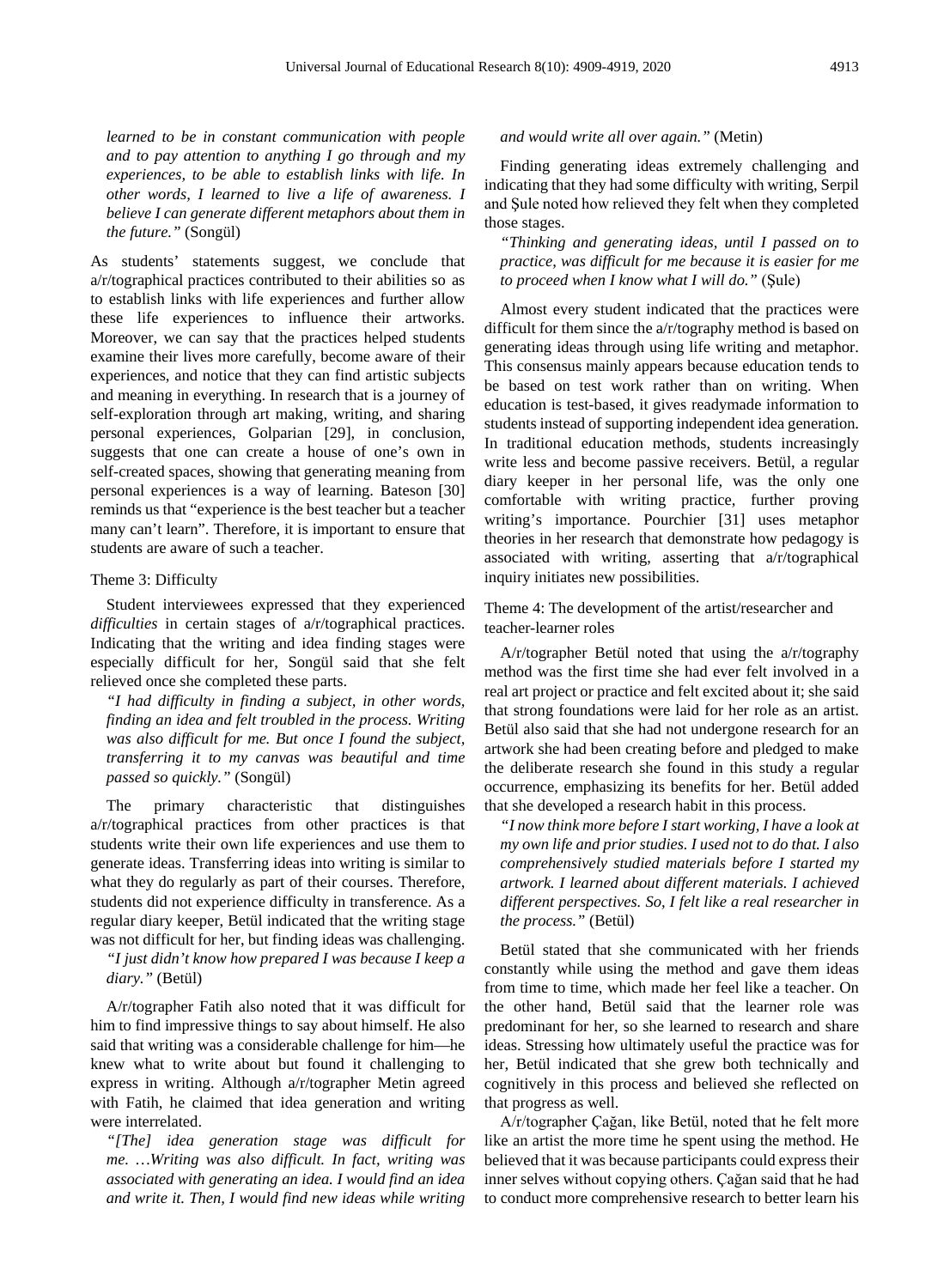*learned to be in constant communication with people and to pay attention to anything I go through and my experiences, to be able to establish links with life. In other words, I learned to live a life of awareness. I believe I can generate different metaphors about them in the future."* (Songül)

As students' statements suggest, we conclude that a/r/tographical practices contributed to their abilities so as to establish links with life experiences and further allow these life experiences to influence their artworks. Moreover, we can say that the practices helped students examine their lives more carefully, become aware of their experiences, and notice that they can find artistic subjects and meaning in everything. In research that is a journey of self-exploration through art making, writing, and sharing personal experiences, Golparian [29], in conclusion, suggests that one can create a house of one's own in self-created spaces, showing that generating meaning from personal experiences is a way of learning. Bateson [30] reminds us that "experience is the best teacher but a teacher many can't learn". Therefore, it is important to ensure that students are aware of such a teacher.

### Theme 3: Difficulty

Student interviewees expressed that they experienced *difficulties* in certain stages of a/r/tographical practices. Indicating that the writing and idea finding stages were especially difficult for her, Songül said that she felt relieved once she completed these parts.

*"I had difficulty in finding a subject, in other words, finding an idea and felt troubled in the process. Writing was also difficult for me. But once I found the subject, transferring it to my canvas was beautiful and time passed so quickly."* (Songül)

The primary characteristic that distinguishes a/r/tographical practices from other practices is that students write their own life experiences and use them to generate ideas. Transferring ideas into writing is similar to what they do regularly as part of their courses. Therefore, students did not experience difficulty in transference. As a regular diary keeper, Betül indicated that the writing stage was not difficult for her, but finding ideas was challenging.

*"I just didn't know how prepared I was because I keep a diary."* (Betül)

A/r/tographer Fatih also noted that it was difficult for him to find impressive things to say about himself. He also said that writing was a considerable challenge for him—he knew what to write about but found it challenging to express in writing. Although a/r/tographer Metin agreed with Fatih, he claimed that idea generation and writing were interrelated.

*"[The] idea generation stage was difficult for me. …Writing was also difficult. In fact, writing was associated with generating an idea. I would find an idea and write it. Then, I would find new ideas while writing and would write all over again."* (Metin)

Finding generating ideas extremely challenging and indicating that they had some difficulty with writing, Serpil and Şule noted how relieved they felt when they completed those stages.

*"Thinking and generating ideas, until I passed on to practice, was difficult for me because it is easier for me to proceed when I know what I will do."* (Şule)

Almost every student indicated that the practices were difficult for them since the a/r/tography method is based on generating ideas through using life writing and metaphor. This consensus mainly appears because education tends to be based on test work rather than on writing. When education is test-based, it gives readymade information to students instead of supporting independent idea generation. In traditional education methods, students increasingly write less and become passive receivers. Betül, a regular diary keeper in her personal life, was the only one comfortable with writing practice, further proving writing's importance. Pourchier [31] uses metaphor theories in her research that demonstrate how pedagogy is associated with writing, asserting that a/r/tographical inquiry initiates new possibilities.

### Theme 4: The development of the artist/researcher and teacher-learner roles

A/r/tographer Betül noted that using the a/r/tography method was the first time she had ever felt involved in a real art project or practice and felt excited about it; she said that strong foundations were laid for her role as an artist. Betül also said that she had not undergone research for an artwork she had been creating before and pledged to make the deliberate research she found in this study a regular occurrence, emphasizing its benefits for her. Betül added that she developed a research habit in this process.

*"I now think more before I start working, I have a look at my own life and prior studies. I used not to do that. I also comprehensively studied materials before I started my artwork. I learned about different materials. I achieved different perspectives. So, I felt like a real researcher in the process."* (Betül)

Betül stated that she communicated with her friends constantly while using the method and gave them ideas from time to time, which made her feel like a teacher. On the other hand, Betül said that the learner role was predominant for her, so she learned to research and share ideas. Stressing how ultimately useful the practice was for her, Betül indicated that she grew both technically and cognitively in this process and believed she reflected on that progress as well.

A/r/tographer Çağan, like Betül, noted that he felt more like an artist the more time he spent using the method. He believed that it was because participants could express their inner selves without copying others. Çağan said that he had to conduct more comprehensive research to better learn his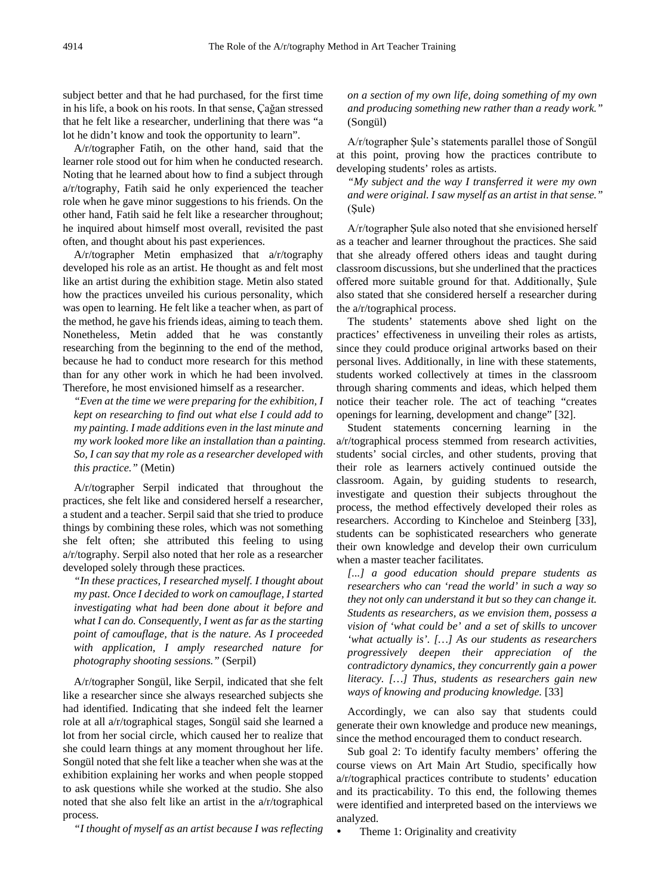subject better and that he had purchased, for the first time in his life, a book on his roots. In that sense, Çağan stressed that he felt like a researcher, underlining that there was "a lot he didn't know and took the opportunity to learn".

A/r/tographer Fatih, on the other hand, said that the learner role stood out for him when he conducted research. Noting that he learned about how to find a subject through a/r/tography, Fatih said he only experienced the teacher role when he gave minor suggestions to his friends. On the other hand, Fatih said he felt like a researcher throughout; he inquired about himself most overall, revisited the past often, and thought about his past experiences.

A/r/tographer Metin emphasized that a/r/tography developed his role as an artist. He thought as and felt most like an artist during the exhibition stage. Metin also stated how the practices unveiled his curious personality, which was open to learning. He felt like a teacher when, as part of the method, he gave his friends ideas, aiming to teach them. Nonetheless, Metin added that he was constantly researching from the beginning to the end of the method, because he had to conduct more research for this method than for any other work in which he had been involved. Therefore, he most envisioned himself as a researcher.

> *"Even at the time we were preparing for the exhibition, I kept on researching to find out what else I could add to my painting. I made additions even in the last minute and my work looked more like an installation than a painting. So, I can say that my role as a researcher developed with this practice."* (Metin)

A/r/tographer Serpil indicated that throughout the practices, she felt like and considered herself a researcher, a student and a teacher. Serpil said that she tried to produce things by combining these roles, which was not something she felt often; she attributed this feeling to using a/r/tography. Serpil also noted that her role as a researcher developed solely through these practices.

> *"In these practices, I researched myself. I thought about my past. Once I decided to work on camouflage, I started investigating what had been done about it before and what I can do. Consequently, I went as far as the starting point of camouflage, that is the nature. As I proceeded with application, I amply researched nature for photography shooting sessions."* (Serpil)

A/r/tographer Songül, like Serpil, indicated that she felt like a researcher since she always researched subjects she had identified. Indicating that she indeed felt the learner role at all a/r/tographical stages, Songül said she learned a lot from her social circle, which caused her to realize that she could learn things at any moment throughout her life. Songül noted that she felt like a teacher when she was at the exhibition explaining her works and when people stopped to ask questions while she worked at the studio. She also noted that she also felt like an artist in the a/r/tographical process.

> *"I thought of myself as an artist because I was reflecting on a section of my own life, doing something of my own and producing something new rather than a ready work."* (Songül)

A/r/tographer Şule's statements parallel those of Songül at this point, proving how the practices contribute to developing students' roles as artists.

> *"My subject and the way I transferred it were my own and were original. I saw myself as an artist in that sense."* (Şule)

A/r/tographer Şule also noted that she envisioned herself as a teacher and learner throughout the practices. She said that she already offered others ideas and taught during classroom discussions, but she underlined that the practices offered more suitable ground for that. Additionally, Şule also stated that she considered herself a researcher during the a/r/tographical process.

The students' statements above shed light on the practices' effectiveness in unveiling their roles as artists, since they could produce original artworks based on their personal lives. Additionally, in line with these statements, students worked collectively at times in the classroom through sharing comments and ideas, which helped them notice their teacher role. The act of teaching "creates openings for learning, development and change" [32].

Student statements concerning learning in the a/r/tographical process stemmed from research activities, students' social circles, and other students, proving that their role as learners actively continued outside the classroom. Again, by guiding students to research, investigate and question their subjects throughout the process, the method effectively developed their roles as researchers. According to Kincheloe and Steinberg [33], students can be sophisticated researchers who generate their own knowledge and develop their own curriculum when a master teacher facilitates.

> *[...] a good education should prepare students as researchers who can 'read the world' in such a way so they not only can understand it but so they can change it. Students as researchers, as we envision them, possess a vision of 'what could be' and a set of skills to uncover 'what actually is'. […] As our students as researchers progressively deepen their appreciation of the contradictory dynamics, they concurrently gain a power literacy. […] Thus, students as researchers gain new ways of knowing and producing knowledge.* [33]

Accordingly, we can also say that students could generate their own knowledge and produce new meanings, since the method encouraged them to conduct research.

Sub goal 2: To identify faculty members' offering the course views on Art Main Art Studio, specifically how a/r/tographical practices contribute to students' education and its practicability. To this end, the following themes were identified and interpreted based on the interviews we analyzed.

- Theme 1: Originality and creativity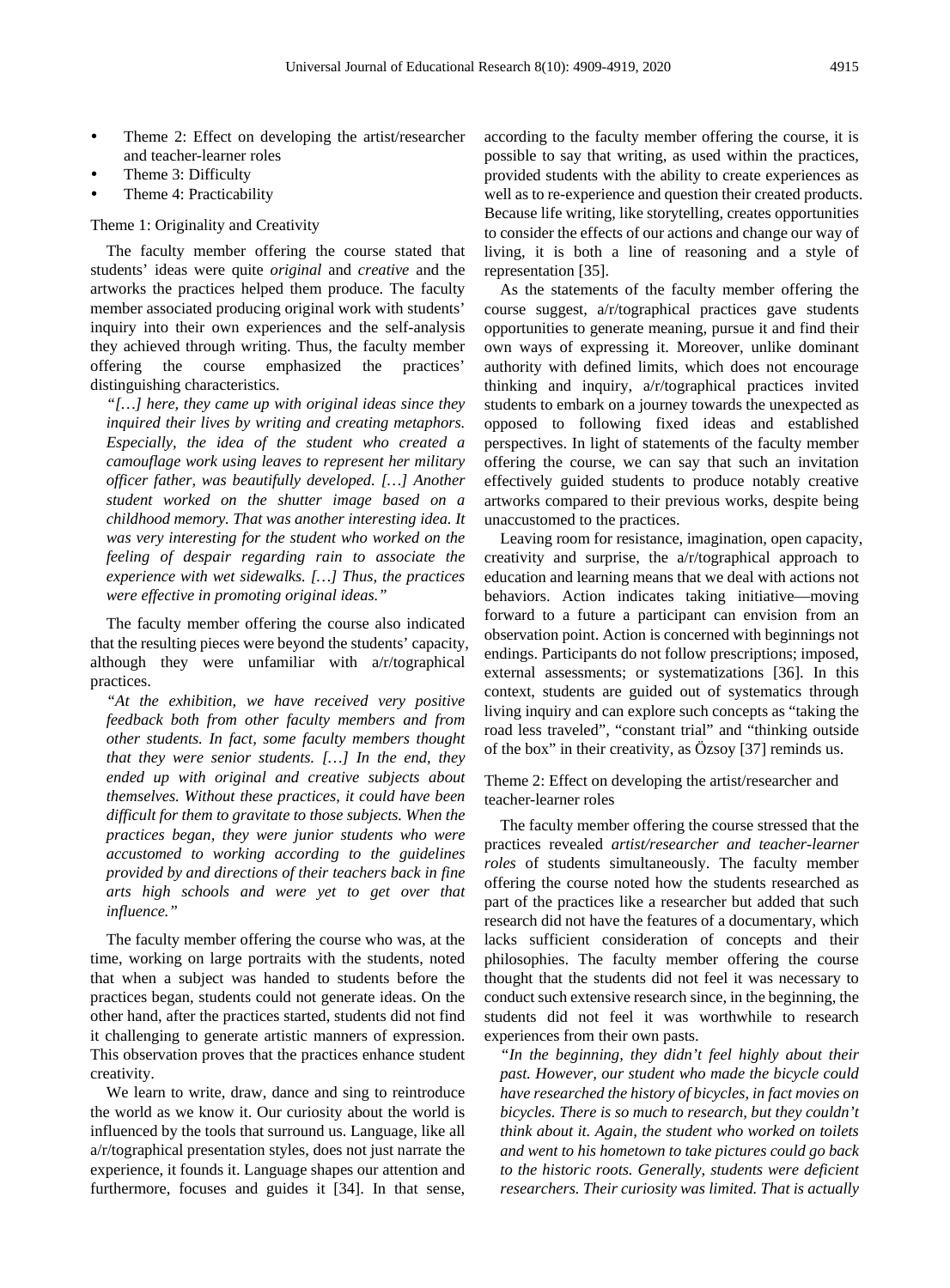- Theme 2: Effect on developing the artist/researcher and teacher-learner roles
- Theme 3: Difficulty
- Theme 4: Practicability

### Theme 1: Originality and Creativity

The faculty member offering the course stated that students' ideas were quite *original* and *creative* and the artworks the practices helped them produce. The faculty member associated producing original work with students' inquiry into their own experiences and the self-analysis they achieved through writing. Thus, the faculty member offering the course emphasized the practices' distinguishing characteristics.

> *"[…] here, they came up with original ideas since they inquired their lives by writing and creating metaphors. Especially, the idea of the student who created a camouflage work using leaves to represent her military officer father, was beautifully developed. […] Another student worked on the shutter image based on a childhood memory. That was another interesting idea. It was very interesting for the student who worked on the feeling of despair regarding rain to associate the experience with wet sidewalks. […] Thus, the practices were effective in promoting original ideas."*

The faculty member offering the course also indicated that the resulting pieces were beyond the students' capacity, although they were unfamiliar with a/r/tographical practices.

> *"At the exhibition, we have received very positive feedback both from other faculty members and from other students. In fact, some faculty members thought that they were senior students. […] In the end, they ended up with original and creative subjects about themselves. Without these practices, it could have been difficult for them to gravitate to those subjects. When the practices began, they were junior students who were accustomed to working according to the guidelines provided by and directions of their teachers back in fine arts high schools and were yet to get over that influence."*

The faculty member offering the course who was, at the time, working on large portraits with the students, noted that when a subject was handed to students before the practices began, students could not generate ideas. On the other hand, after the practices started, students did not find it challenging to generate artistic manners of expression. This observation proves that the practices enhance student creativity.

We learn to write, draw, dance and sing to reintroduce the world as we know it. Our curiosity about the world is influenced by the tools that surround us. Language, like all a/r/tographical presentation styles, does not just narrate the experience, it founds it. Language shapes our attention and furthermore, focuses and guides it [34]. In that sense, according to the faculty member offering the course, it is possible to say that writing, as used within the practices, provided students with the ability to create experiences as well as to re-experience and question their created products. Because life writing, like storytelling, creates opportunities to consider the effects of our actions and change our way of living, it is both a line of reasoning and a style of representation [35].

As the statements of the faculty member offering the course suggest, a/r/tographical practices gave students opportunities to generate meaning, pursue it and find their own ways of expressing it. Moreover, unlike dominant authority with defined limits, which does not encourage thinking and inquiry, a/r/tographical practices invited students to embark on a journey towards the unexpected as opposed to following fixed ideas and established perspectives. In light of statements of the faculty member offering the course, we can say that such an invitation effectively guided students to produce notably creative artworks compared to their previous works, despite being unaccustomed to the practices.

Leaving room for resistance, imagination, open capacity, creativity and surprise, the a/r/tographical approach to education and learning means that we deal with actions not behaviors. Action indicates taking initiative—moving forward to a future a participant can envision from an observation point. Action is concerned with beginnings not endings. Participants do not follow prescriptions; imposed, external assessments; or systematizations [36]. In this context, students are guided out of systematics through living inquiry and can explore such concepts as "taking the road less traveled", "constant trial" and "thinking outside of the box" in their creativity, as Özsoy [37] reminds us.

### Theme 2: Effect on developing the artist/researcher and teacher-learner roles

The faculty member offering the course stressed that the practices revealed *artist/researcher and teacher-learner roles* of students simultaneously. The faculty member offering the course noted how the students researched as part of the practices like a researcher but added that such research did not have the features of a documentary, which lacks sufficient consideration of concepts and their philosophies. The faculty member offering the course thought that the students did not feel it was necessary to conduct such extensive research since, in the beginning, the students did not feel it was worthwhile to research experiences from their own pasts.

> *"In the beginning, they didn't feel highly about their past. However, our student who made the bicycle could have researched the history of bicycles, in fact movies on bicycles. There is so much to research, but they couldn't think about it. Again, the student who worked on toilets and went to his hometown to take pictures could go back to the historic roots. Generally, students were deficient researchers. Their curiosity was limited. That is actually*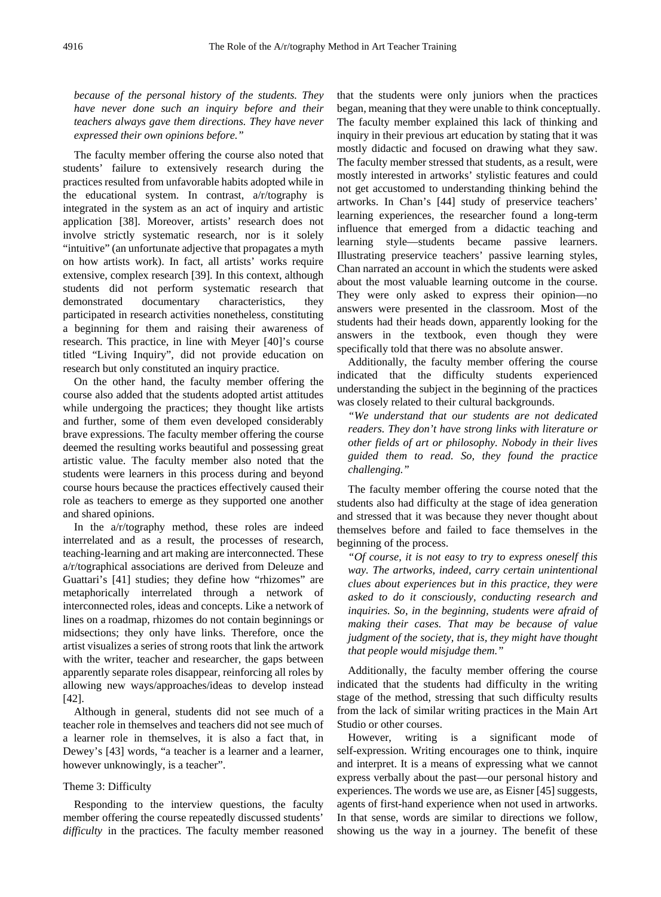*because of the personal history of the students. They have never done such an inquiry before and their teachers always gave them directions. They have never expressed their own opinions before."*

The faculty member offering the course also noted that students' failure to extensively research during the practices resulted from unfavorable habits adopted while in the educational system. In contrast, a/r/tography is integrated in the system as an act of inquiry and artistic application [38]. Moreover, artists' research does not involve strictly systematic research, nor is it solely "intuitive" (an unfortunate adjective that propagates a myth on how artists work). In fact, all artists' works require extensive, complex research [39]. In this context, although students did not perform systematic research that demonstrated documentary characteristics, they participated in research activities nonetheless, constituting a beginning for them and raising their awareness of research. This practice, in line with Meyer [40]'s course titled "Living Inquiry", did not provide education on research but only constituted an inquiry practice.

On the other hand, the faculty member offering the course also added that the students adopted artist attitudes while undergoing the practices; they thought like artists and further, some of them even developed considerably brave expressions. The faculty member offering the course deemed the resulting works beautiful and possessing great artistic value. The faculty member also noted that the students were learners in this process during and beyond course hours because the practices effectively caused their role as teachers to emerge as they supported one another and shared opinions.

In the a/r/tography method, these roles are indeed interrelated and as a result, the processes of research, teaching-learning and art making are interconnected. These a/r/tographical associations are derived from Deleuze and Guattari's [41] studies; they define how "rhizomes" are metaphorically interrelated through a network of interconnected roles, ideas and concepts. Like a network of lines on a roadmap, rhizomes do not contain beginnings or midsections; they only have links. Therefore, once the artist visualizes a series of strong roots that link the artwork with the writer, teacher and researcher, the gaps between apparently separate roles disappear, reinforcing all roles by allowing new ways/approaches/ideas to develop instead [42].

Although in general, students did not see much of a teacher role in themselves and teachers did not see much of a learner role in themselves, it is also a fact that, in Dewey's [43] words, "a teacher is a learner and a learner, however unknowingly, is a teacher".

### Theme 3: Difficulty

Responding to the interview questions, the faculty member offering the course repeatedly discussed students' *difficulty* in the practices. The faculty member reasoned that the students were only juniors when the practices began, meaning that they were unable to think conceptually. The faculty member explained this lack of thinking and inquiry in their previous art education by stating that it was mostly didactic and focused on drawing what they saw. The faculty member stressed that students, as a result, were mostly interested in artworks' stylistic features and could not get accustomed to understanding thinking behind the artworks. In Chan's [44] study of preservice teachers' learning experiences, the researcher found a long-term influence that emerged from a didactic teaching and learning style—students became passive learners. Illustrating preservice teachers' passive learning styles, Chan narrated an account in which the students were asked about the most valuable learning outcome in the course. They were only asked to express their opinion—no answers were presented in the classroom. Most of the students had their heads down, apparently looking for the answers in the textbook, even though they were specifically told that there was no absolute answer.

Additionally, the faculty member offering the course indicated that the difficulty students experienced understanding the subject in the beginning of the practices was closely related to their cultural backgrounds.

*"We understand that our students are not dedicated readers. They don't have strong links with literature or other fields of art or philosophy. Nobody in their lives guided them to read. So, they found the practice challenging."*

The faculty member offering the course noted that the students also had difficulty at the stage of idea generation and stressed that it was because they never thought about themselves before and failed to face themselves in the beginning of the process.

*"Of course, it is not easy to try to express oneself this way. The artworks, indeed, carry certain unintentional clues about experiences but in this practice, they were asked to do it consciously, conducting research and inquiries. So, in the beginning, students were afraid of making their cases. That may be because of value judgment of the society, that is, they might have thought that people would misjudge them."*

Additionally, the faculty member offering the course indicated that the students had difficulty in the writing stage of the method, stressing that such difficulty results from the lack of similar writing practices in the Main Art Studio or other courses.

However, writing is a significant mode of self-expression. Writing encourages one to think, inquire and interpret. It is a means of expressing what we cannot express verbally about the past—our personal history and experiences. The words we use are, as Eisner [45] suggests, agents of first-hand experience when not used in artworks. In that sense, words are similar to directions we follow, showing us the way in a journey. The benefit of these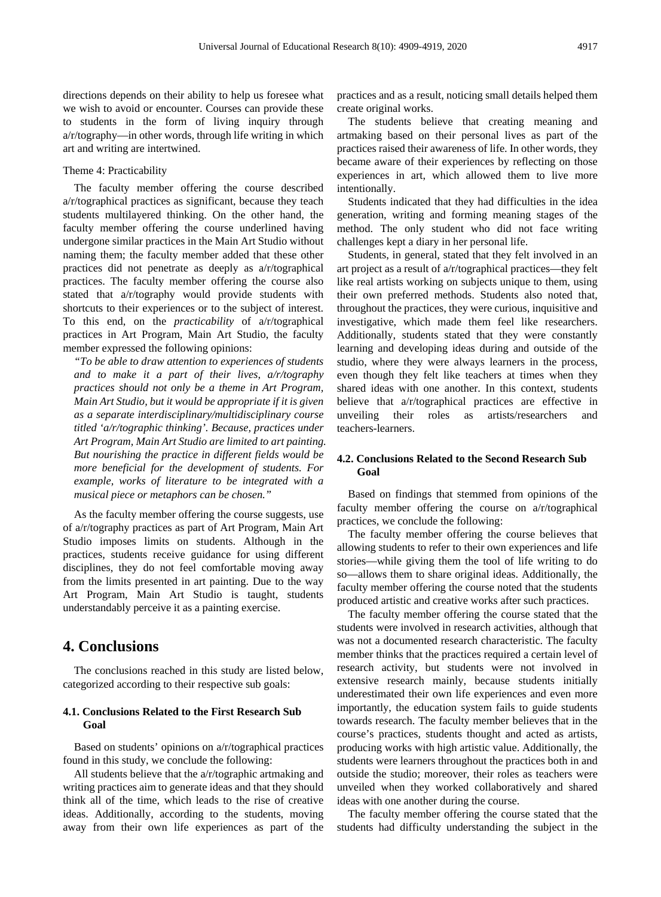directions depends on their ability to help us foresee what we wish to avoid or encounter. Courses can provide these to students in the form of living inquiry through a/r/tography—in other words, through life writing in which art and writing are intertwined.

Theme 4: Practicability

The faculty member offering the course described a/r/tographical practices as significant, because they teach students multilayered thinking. On the other hand, the faculty member offering the course underlined having undergone similar practices in the Main Art Studio without naming them; the faculty member added that these other practices did not penetrate as deeply as a/r/tographical practices. The faculty member offering the course also stated that a/r/tography would provide students with shortcuts to their experiences or to the subject of interest. To this end, on the *practicability* of a/r/tographical practices in Art Program, Main Art Studio, the faculty member expressed the following opinions:

*"To be able to draw attention to experiences of students and to make it a part of their lives, a/r/tography practices should not only be a theme in Art Program, Main Art Studio, but it would be appropriate if it is given as a separate interdisciplinary/multidisciplinary course titled 'a/r/tographic thinking'. Because, practices under Art Program, Main Art Studio are limited to art painting. But nourishing the practice in different fields would be more beneficial for the development of students. For example, works of literature to be integrated with a musical piece or metaphors can be chosen."*

As the faculty member offering the course suggests, use of a/r/tography practices as part of Art Program, Main Art Studio imposes limits on students. Although in the practices, students receive guidance for using different disciplines, they do not feel comfortable moving away from the limits presented in art painting. Due to the way Art Program, Main Art Studio is taught, students understandably perceive it as a painting exercise.

# 4. Conclusions

The conclusions reached in this study are listed below, categorized according to their respective sub goals:

## 4.1. Conclusions Related to the First Research Sub Goal

Based on students' opinions on a/r/tographical practices found in this study, we conclude the following:

All students believe that the a/r/tographic artmaking and writing practices aim to generate ideas and that they should think all of the time, which leads to the rise of creative ideas. Additionally, according to the students, moving away from their own life experiences as part of the practices and as a result, noticing small details helped them create original works.

The students believe that creating meaning and artmaking based on their personal lives as part of the practices raised their awareness of life. In other words, they became aware of their experiences by reflecting on those experiences in art, which allowed them to live more intentionally.

Students indicated that they had difficulties in the idea generation, writing and forming meaning stages of the method. The only student who did not face writing challenges kept a diary in her personal life.

Students, in general, stated that they felt involved in an art project as a result of a/r/tographical practices—they felt like real artists working on subjects unique to them, using their own preferred methods. Students also noted that, throughout the practices, they were curious, inquisitive and investigative, which made them feel like researchers. Additionally, students stated that they were constantly learning and developing ideas during and outside of the studio, where they were always learners in the process, even though they felt like teachers at times when they shared ideas with one another. In this context, students believe that a/r/tographical practices are effective in unveiling their roles as artists/researchers and teachers-learners.

## 4.2. Conclusions Related to the Second Research Sub Goal

Based on findings that stemmed from opinions of the faculty member offering the course on a/r/tographical practices, we conclude the following:

The faculty member offering the course believes that allowing students to refer to their own experiences and life stories—while giving them the tool of life writing to do so—allows them to share original ideas. Additionally, the faculty member offering the course noted that the students produced artistic and creative works after such practices.

The faculty member offering the course stated that the students were involved in research activities, although that was not a documented research characteristic. The faculty member thinks that the practices required a certain level of research activity, but students were not involved in extensive research mainly, because students initially underestimated their own life experiences and even more importantly, the education system fails to guide students towards research. The faculty member believes that in the course's practices, students thought and acted as artists, producing works with high artistic value. Additionally, the students were learners throughout the practices both in and outside the studio; moreover, their roles as teachers were unveiled when they worked collaboratively and shared ideas with one another during the course.

The faculty member offering the course stated that the students had difficulty understanding the subject in the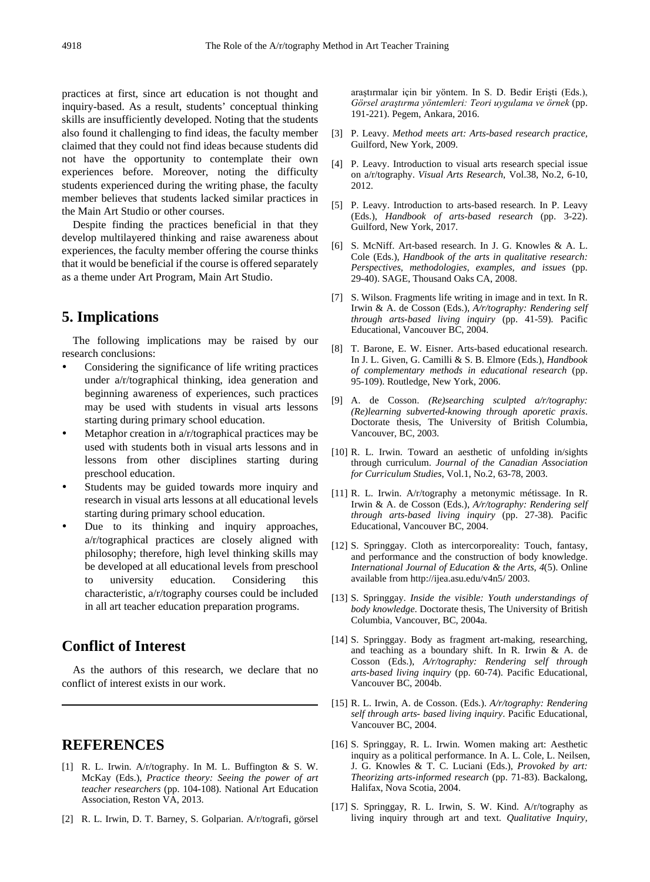practices at first, since art education is not thought and inquiry-based. As a result, students' conceptual thinking skills are insufficiently developed. Noting that the students also found it challenging to find ideas, the faculty member claimed that they could not find ideas because students did not have the opportunity to contemplate their own experiences before. Moreover, noting the difficulty students experienced during the writing phase, the faculty member believes that students lacked similar practices in the Main Art Studio or other courses.

Despite finding the practices beneficial in that they develop multilayered thinking and raise awareness about experiences, the faculty member offering the course thinks that it would be beneficial if the course is offered separately as a theme under Art Program, Main Art Studio.

## 5. Implications

The following implications may be raised by our research conclusions:

- Considering the significance of life writing practices under a/r/tographical thinking, idea generation and beginning awareness of experiences, such practices may be used with students in visual arts lessons starting during primary school education.
- Metaphor creation in a/r/tographical practices may be used with students both in visual arts lessons and in lessons from other disciplines starting during preschool education.
- Students may be guided towards more inquiry and research in visual arts lessons at all educational levels starting during primary school education.
- Due to its thinking and inquiry approaches, a/r/tographical practices are closely aligned with philosophy; therefore, high level thinking skills may be developed at all educational levels from preschool to university education. Considering this characteristic, a/r/tography courses could be included in all art teacher education preparation programs.

## Conflict of Interest

As the authors of this research, we declare that no conflict of interest exists in our work.

## REFERENCES

[1] R. L. Irwin. A/r/tography. In M. L. Buffington & S. W. McKay (Eds.), *Practice theory: Seeing the power of art teacher researchers* (pp. 104-108). National Art Education Association, Reston VA, 2013.

[2] R. L. Irwin, D. T. Barney, S. Golparian. A/r/tografi, görsel araştırmalar için bir yöntem. In S. D. Bedir Erişti (Eds.), *Görsel araştırma yöntemleri: Teori uygulama ve örnek* (pp. 191-221). Pegem, Ankara, 2016.

[3] P. Leavy. *Method meets art: Arts-based research practice*, Guilford, New York, 2009.

[4] P. Leavy. Introduction to visual arts research special issue on a/r/tography. *Visual Arts Research*, Vol.38, No.2, 6-10, 2012.

[5] P. Leavy. Introduction to arts-based research. In P. Leavy (Eds.), *Handbook of arts-based research* (pp. 3-22). Guilford, New York, 2017.

[6] S. McNiff. Art-based research. In J. G. Knowles & A. L. Cole (Eds.), *Handbook of the arts in qualitative research: Perspectives, methodologies, examples, and issues* (pp. 29-40). SAGE, Thousand Oaks CA, 2008.

[7] S. Wilson. Fragments life writing in image and in text. In R. Irwin & A. de Cosson (Eds.), *A/r/tography: Rendering self through arts-based living inquiry* (pp. 41-59). Pacific Educational, Vancouver BC, 2004.

[8] T. Barone, E. W. Eisner. Arts-based educational research. In J. L. Given, G. Camilli & S. B. Elmore (Eds.), *Handbook of complementary methods in educational research* (pp. 95-109). Routledge, New York, 2006.

[9] A. de Cosson. *(Re)searching sculpted a/r/tography: (Re)learning subverted-knowing through aporetic praxis*. Doctorate thesis, The University of British Columbia, Vancouver, BC, 2003.

[10] R. L. Irwin. Toward an aesthetic of unfolding in/sights through curriculum. *Journal of the Canadian Association for Curriculum Studies*, Vol.1, No.2, 63-78, 2003.

[11] R. L. Irwin. A/r/tography a metonymic métissage. In R. Irwin & A. de Cosson (Eds.), *A/r/tography: Rendering self through arts-based living inquiry* (pp. 27-38). Pacific Educational, Vancouver BC, 2004.

[12] S. Springgay. Cloth as intercorporeality: Touch, fantasy, and performance and the construction of body knowledge. *International Journal of Education & the Arts, 4*(5). Online available from http://ijea.asu.edu/v4n5/ 2003.

[13] S. Springgay. *Inside the visible: Youth understandings of body knowledge*. Doctorate thesis, The University of British Columbia, Vancouver, BC, 2004a.

[14] S. Springgay. Body as fragment art-making, researching, and teaching as a boundary shift. In R. Irwin & A. de Cosson (Eds.), *A/r/tography: Rendering self through arts-based living inquiry* (pp. 60-74). Pacific Educational, Vancouver BC, 2004b.

[15] R. L. Irwin, A. de Cosson. (Eds.). *A/r/tography: Rendering self through arts- based living inquiry*. Pacific Educational, Vancouver BC, 2004.

[16] S. Springgay, R. L. Irwin. Women making art: Aesthetic inquiry as a political performance. In A. L. Cole, L. Neilsen, J. G. Knowles & T. C. Luciani (Eds.), *Provoked by art: Theorizing arts-informed research* (pp. 71-83). Backalong, Halifax, Nova Scotia, 2004.

[17] S. Springgay, R. L. Irwin, S. W. Kind. A/r/tography as living inquiry through art and text. *Qualitative Inquiry*,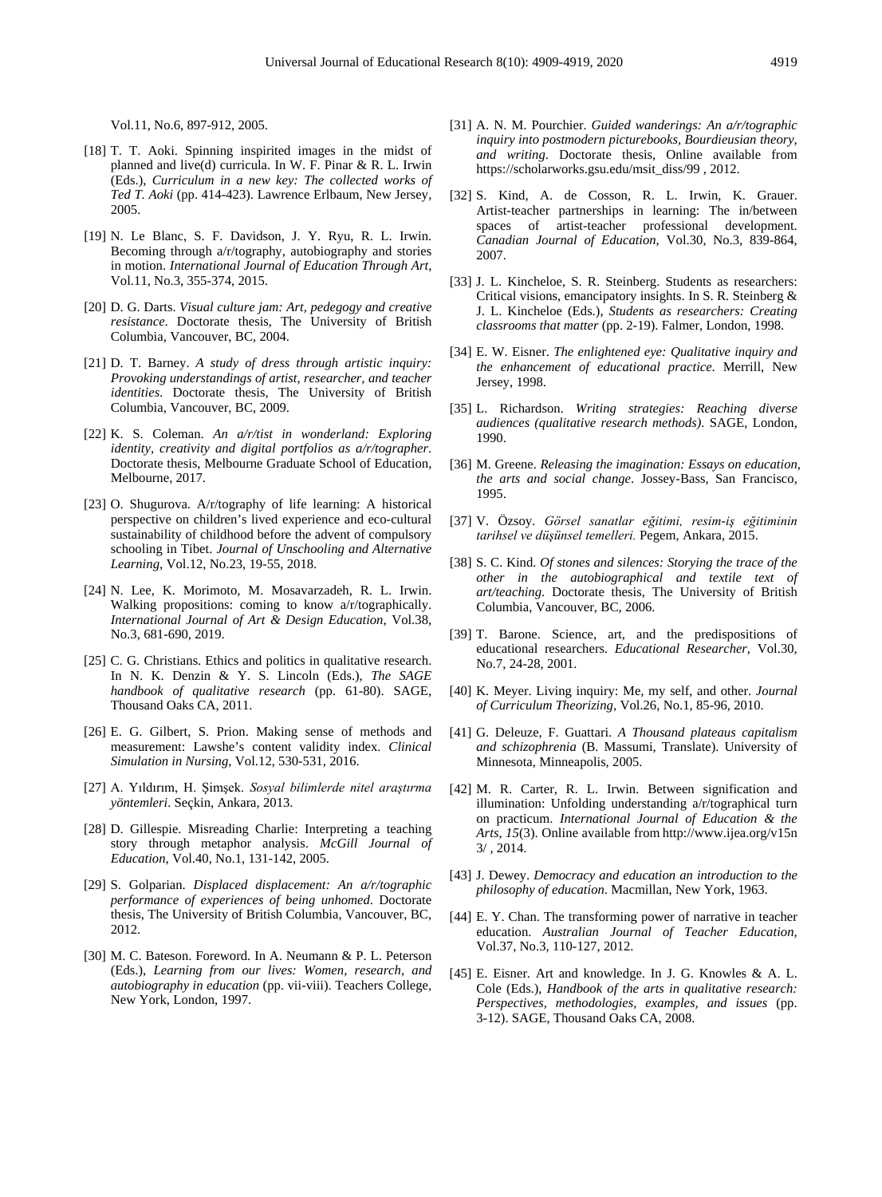Vol.11, No.6, 897-912, 2005.

[18] T. T. Aoki. Spinning inspirited images in the midst of planned and live(d) curricula. In W. F. Pinar & R. L. Irwin (Eds.), *Curriculum in a new key: The collected works of Ted T. Aoki* (pp. 414-423). Lawrence Erlbaum, New Jersey, 2005.

[19] N. Le Blanc, S. F. Davidson, J. Y. Ryu, R. L. Irwin. Becoming through a/r/tography, autobiography and stories in motion. *International Journal of Education Through Art*, Vol.11, No.3, 355-374, 2015.

[20] D. G. Darts. *Visual culture jam: Art, pedegogy and creative resistance*. Doctorate thesis, The University of British Columbia, Vancouver, BC, 2004.

[21] D. T. Barney. *A study of dress through artistic inquiry: Provoking understandings of artist, researcher, and teacher identities.* Doctorate thesis, The University of British Columbia, Vancouver, BC, 2009.

[22] K. S. Coleman. *An a/r/tist in wonderland: Exploring identity, creativity and digital portfolios as a/r/tographer*. Doctorate thesis, Melbourne Graduate School of Education, Melbourne, 2017.

[23] O. Shugurova. A/r/tography of life learning: A historical perspective on children's lived experience and eco-cultural sustainability of childhood before the advent of compulsory schooling in Tibet. *Journal of Unschooling and Alternative Learning*, Vol.12, No.23, 19-55, 2018.

[24] N. Lee, K. Morimoto, M. Mosavarzadeh, R. L. Irwin. Walking propositions: coming to know a/r/tographically. *International Journal of Art & Design Education*, Vol.38, No.3, 681-690, 2019.

[25] C. G. Christians. Ethics and politics in qualitative research. In N. K. Denzin & Y. S. Lincoln (Eds.), *The SAGE handbook of qualitative research* (pp. 61-80). SAGE, Thousand Oaks CA, 2011.

[26] E. G. Gilbert, S. Prion. Making sense of methods and measurement: Lawshe's content validity index. *Clinical Simulation in Nursing*, Vol.12, 530-531, 2016.

[27] A. Yıldırım, H. Şimşek. *Sosyal bilimlerde nitel araştırma yöntemleri*. Seçkin, Ankara, 2013.

[28] D. Gillespie. Misreading Charlie: Interpreting a teaching story through metaphor analysis. *McGill Journal of Education*, Vol.40, No.1, 131-142, 2005.

[29] S. Golparian. *Displaced displacement: An a/r/tographic performance of experiences of being unhomed*. Doctorate thesis, The University of British Columbia, Vancouver, BC, 2012.

[30] M. C. Bateson. Foreword. In A. Neumann & P. L. Peterson (Eds.), *Learning from our lives: Women, research, and autobiography in education* (pp. vii-viii). Teachers College, New York, London, 1997.

[31] A. N. M. Pourchier. *Guided wanderings: An a/r/tographic inquiry into postmodern picturebooks, Bourdieusian theory, and writing*. Doctorate thesis, Online available from https://scholarworks.gsu.edu/msit_diss/99 , 2012.

[32] S. Kind, A. de Cosson, R. L. Irwin, K. Grauer. Artist-teacher partnerships in learning: The in/between spaces of artist-teacher professional development. *Canadian Journal of Education*, Vol.30, No.3, 839-864, 2007.

[33] J. L. Kincheloe, S. R. Steinberg. Students as researchers: Critical visions, emancipatory insights. In S. R. Steinberg & J. L. Kincheloe (Eds.), *Students as researchers: Creating classrooms that matter* (pp. 2-19). Falmer, London, 1998.

[34] E. W. Eisner. *The enlightened eye: Qualitative inquiry and the enhancement of educational practice*. Merrill, New Jersey, 1998.

[35] L. Richardson. *Writing strategies: Reaching diverse audiences (qualitative research methods)*. SAGE, London, 1990.

[36] M. Greene. *Releasing the imagination: Essays on education, the arts and social change*. Jossey-Bass, San Francisco, 1995.

[37] V. Özsoy. *Görsel sanatlar eğitimi, resim-iş eğitiminin tarihsel ve düşünsel temelleri.* Pegem, Ankara, 2015.

[38] S. C. Kind. *Of stones and silences: Storying the trace of the other in the autobiographical and textile text of art/teaching*. Doctorate thesis, The University of British Columbia, Vancouver, BC, 2006.

[39] T. Barone. Science, art, and the predispositions of educational researchers. *Educational Researcher*, Vol.30, No.7, 24-28, 2001.

[40] K. Meyer. Living inquiry: Me, my self, and other. *Journal of Curriculum Theorizing*, Vol.26, No.1, 85-96, 2010.

[41] G. Deleuze, F. Guattari. *A Thousand plateaus capitalism and schizophrenia* (B. Massumi, Translate). University of Minnesota, Minneapolis, 2005.

[42] M. R. Carter, R. L. Irwin. Between signification and illumination: Unfolding understanding a/r/tographical turn on practicum. *International Journal of Education & the Arts*, *15*(3). Online available from http://www.ijea.org/v15n3/ , 2014.

[43] J. Dewey. *Democracy and education an introduction to the philosophy of education*. Macmillan, New York, 1963.

[44] E. Y. Chan. The transforming power of narrative in teacher education. *Australian Journal of Teacher Education*, Vol.37, No.3, 110-127, 2012.

[45] E. Eisner. Art and knowledge. In J. G. Knowles & A. L. Cole (Eds.), *Handbook of the arts in qualitative research: Perspectives, methodologies, examples, and issues* (pp. 3-12). SAGE, Thousand Oaks CA, 2008.